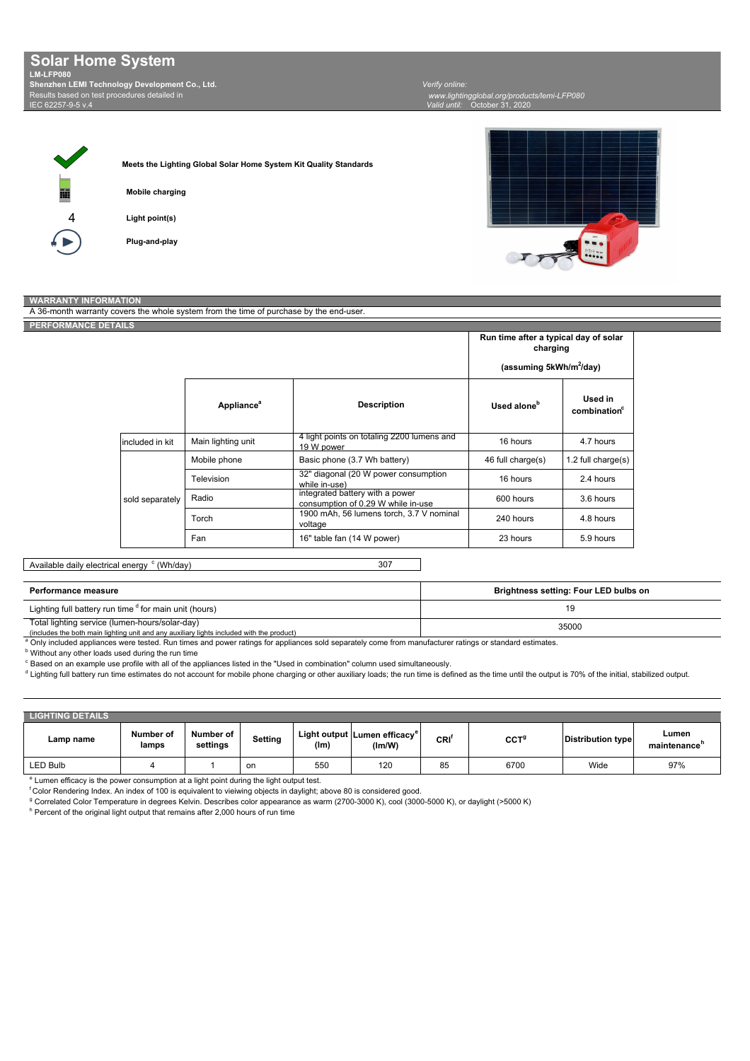# Solar Home System

**LM-LFP080**
**Shenzhen LEMI Technology Development Co., Ltd.**
Results based on test procedures detailed in
IEC 62257-9-5 v.4

*Verify online:*
*www.lightingglobal.org/products/lemi-LFP080*
*Valid until:* October 31, 2020

**Meets the Lighting Global Solar Home System Kit Quality Standards**

**Mobile charging**

4 **Light point(s)**

**Plug-and-play**

## WARRANTY INFORMATION

A 36-month warranty covers the whole system from the time of purchase by the end-user.

## PERFORMANCE DETAILS

| | | | Run time after a typical day of solar charging (assuming 5kWh/m²/day) | |
|---|---|---|---|---|
| | **Appliance**[a] | **Description** | **Used alone**[b] | **Used in combination**[c] |
| included in kit | Main lighting unit | 4 light points on totaling 2200 lumens and 19 W power | 16 hours | 4.7 hours |
| sold separately | Mobile phone | Basic phone (3.7 Wh battery) | 46 full charge(s) | 1.2 full charge(s) |
| | Television | 32" diagonal (20 W power consumption while in-use) | 16 hours | 2.4 hours |
| | Radio | integrated battery with a power consumption of 0.29 W while in-use | 600 hours | 3.6 hours |
| | Torch | 1900 mAh, 56 lumens torch, 3.7 V nominal voltage | 240 hours | 4.8 hours |
| | Fan | 16" table fan (14 W power) | 23 hours | 5.9 hours |

| Available daily electrical energy [c] (Wh/day) | 307 |
|---|---|

| **Performance measure** | **Brightness setting: Four LED bulbs on** |
|---|---|
| Lighting full battery run time [d] for main unit (hours) | 19 |
| Total lighting service (lumen-hours/solar-day) (includes the both main lighting unit and any auxiliary lights included with the product) | 35000 |

[a] Only included appliances were tested. Run times and power ratings for appliances sold separately come from manufacturer ratings or standard estimates.

[b] Without any other loads used during the run time

[c] Based on an example use profile with all of the appliances listed in the "Used in combination" column used simultaneously.

[d] Lighting full battery run time estimates do not account for mobile phone charging or other auxiliary loads; the run time is defined as the time until the output is 70% of the initial, stabilized output.

## LIGHTING DETAILS

| Lamp name | Number of lamps | Number of settings | Setting | Light output (lm) | Lumen efficacy[e] (lm/W) | CRI[f] | CCT[g] | Distribution type | Lumen maintenance[h] |
|---|---|---|---|---|---|---|---|---|---|
| LED Bulb | 4 | 1 | on | 550 | 120 | 85 | 6700 | Wide | 97% |

[e] Lumen efficacy is the power consumption at a light point during the light output test.

[f] Color Rendering Index. An index of 100 is equivalent to vieiwing objects in daylight; above 80 is considered good.

[g] Correlated Color Temperature in degrees Kelvin. Describes color appearance as warm (2700-3000 K), cool (3000-5000 K), or daylight (>5000 K)

[h] Percent of the original light output that remains after 2,000 hours of run time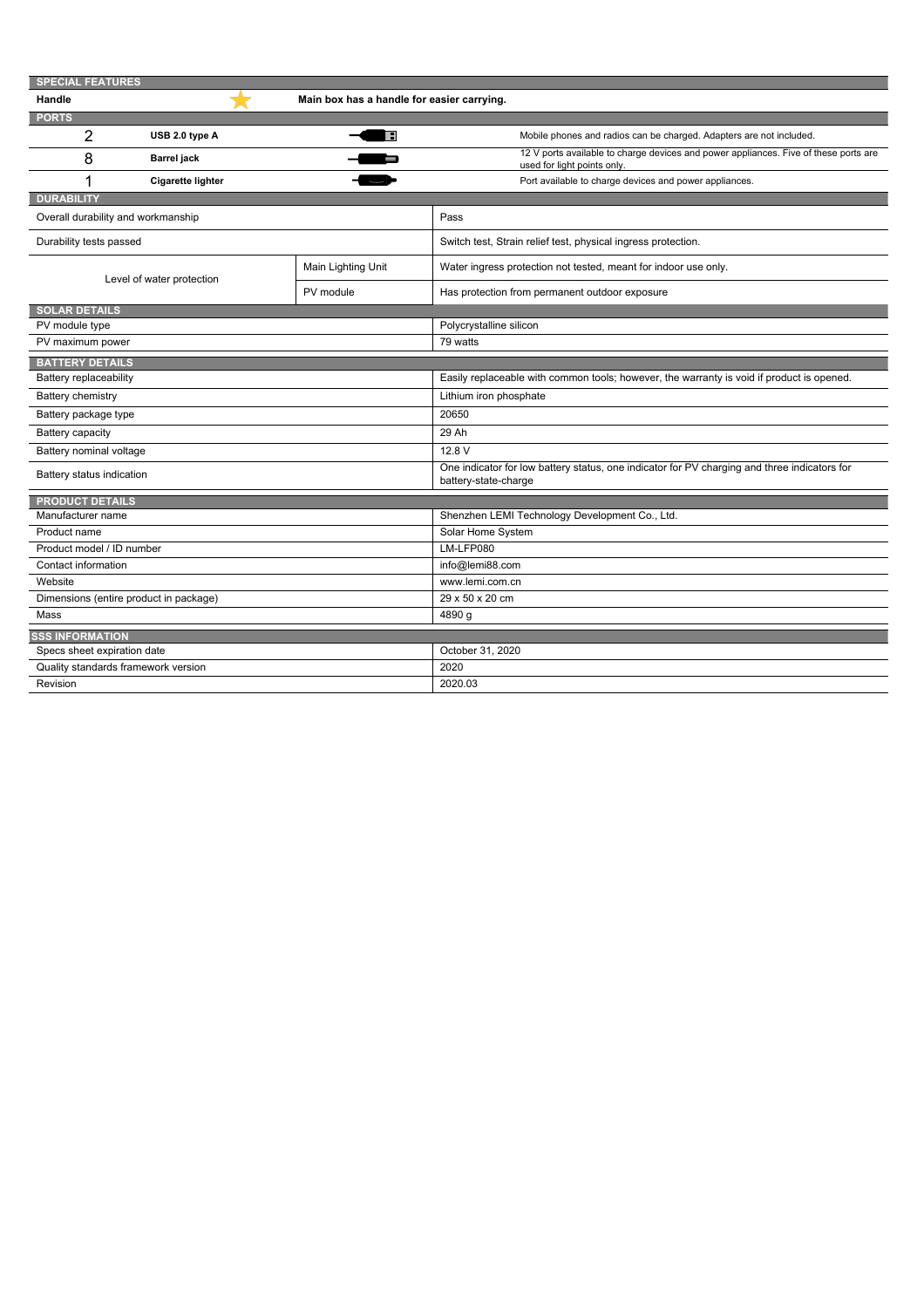## SPECIAL FEATURES

| | | |
|---|---|---|
| **Handle** | ★ | **Main box has a handle for easier carrying.** |

## PORTS

| | | |
|---|---|---|
| 2 | **USB 2.0 type A** | Mobile phones and radios can be charged. Adapters are not included. |
| 8 | **Barrel jack** | 12 V ports available to charge devices and power appliances. Five of these ports are used for light points only. |
| 1 | **Cigarette lighter** | Port available to charge devices and power appliances. |

## DURABILITY

| | | |
|---|---|---|
| Overall durability and workmanship | | Pass |
| Durability tests passed | | Switch test, Strain relief test, physical ingress protection. |
| Level of water protection | Main Lighting Unit | Water ingress protection not tested, meant for indoor use only. |
| | PV module | Has protection from permanent outdoor exposure |

## SOLAR DETAILS

| | |
|---|---|
| PV module type | Polycrystalline silicon |
| PV maximum power | 79 watts |

## BATTERY DETAILS

| | |
|---|---|
| Battery replaceability | Easily replaceable with common tools; however, the warranty is void if product is opened. |
| Battery chemistry | Lithium iron phosphate |
| Battery package type | 20650 |
| Battery capacity | 29 Ah |
| Battery nominal voltage | 12.8 V |
| Battery status indication | One indicator for low battery status, one indicator for PV charging and three indicators for battery-state-charge |

## PRODUCT DETAILS

| | |
|---|---|
| Manufacturer name | Shenzhen LEMI Technology Development Co., Ltd. |
| Product name | Solar Home System |
| Product model / ID number | LM-LFP080 |
| Contact information | info@lemi88.com |
| Website | www.lemi.com.cn |
| Dimensions (entire product in package) | 29 x 50 x 20 cm |
| Mass | 4890 g |

## SSS INFORMATION

| | |
|---|---|
| Specs sheet expiration date | October 31, 2020 |
| Quality standards framework version | 2020 |
| Revision | 2020.03 |